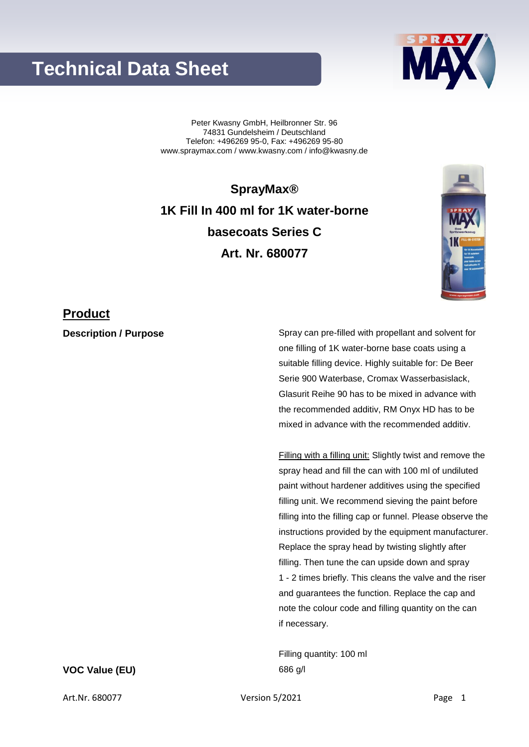# Technical Data Sheet

Peter Kwasny GmbH, Heilbronner Str. 96
74831 Gundelsheim / Deutschland
Telefon: +496269 95-0, Fax: +496269 95-80
www.spraymax.com / www.kwasny.com / info@kwasny.de

**SprayMax®**

**1K Fill In 400 ml for 1K water-borne basecoats Series C**

**Art. Nr. 680077**

## Product

**Description / Purpose**

Spray can pre-filled with propellant and solvent for one filling of 1K water-borne base coats using a suitable filling device. Highly suitable for: De Beer Serie 900 Waterbase, Cromax Wasserbasislack, Glasurit Reihe 90 has to be mixed in advance with the recommended additiv, RM Onyx HD has to be mixed in advance with the recommended additiv.

Filling with a filling unit: Slightly twist and remove the spray head and fill the can with 100 ml of undiluted paint without hardener additives using the specified filling unit. We recommend sieving the paint before filling into the filling cap or funnel. Please observe the instructions provided by the equipment manufacturer. Replace the spray head by twisting slightly after filling. Then tune the can upside down and spray 1 - 2 times briefly. This cleans the valve and the riser and guarantees the function. Replace the cap and note the colour code and filling quantity on the can if necessary.

Filling quantity: 100 ml

**VOC Value (EU)**

686 g/l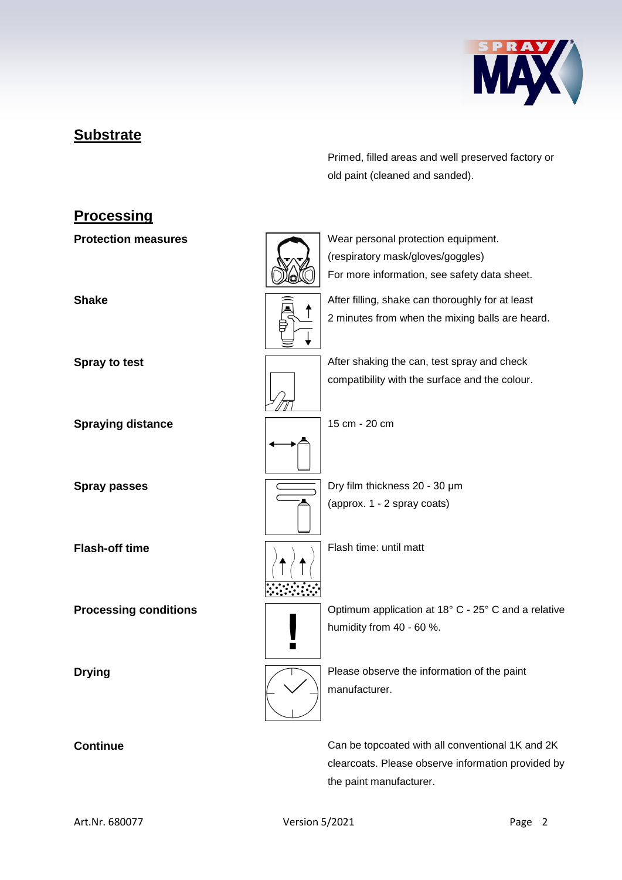## Substrate

Primed, filled areas and well preserved factory or old paint (cleaned and sanded).

## Processing

| | |
|---|---|
| **Protection measures** | Wear personal protection equipment. (respiratory mask/gloves/goggles) For more information, see safety data sheet. |
| **Shake** | After filling, shake can thoroughly for at least 2 minutes from when the mixing balls are heard. |
| **Spray to test** | After shaking the can, test spray and check compatibility with the surface and the colour. |
| **Spraying distance** | 15 cm - 20 cm |
| **Spray passes** | Dry film thickness 20 - 30 µm (approx. 1 - 2 spray coats) |
| **Flash-off time** | Flash time: until matt |
| **Processing conditions** | Optimum application at 18° C - 25° C and a relative humidity from 40 - 60 %. |
| **Drying** | Please observe the information of the paint manufacturer. |
| **Continue** | Can be topcoated with all conventional 1K and 2K clearcoats. Please observe information provided by the paint manufacturer. |

Art.Nr. 680077 Version 5/2021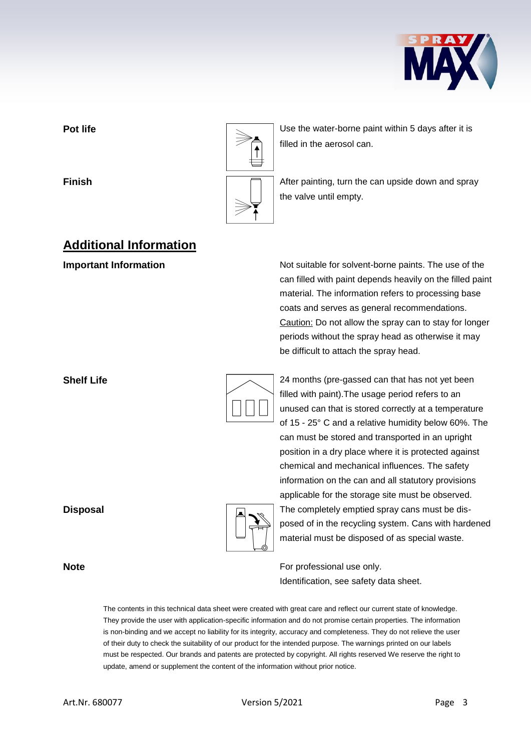**Pot life**

Use the water-borne paint within 5 days after it is filled in the aerosol can.

**Finish**

After painting, turn the can upside down and spray the valve until empty.

## Additional Information

**Important Information**

Not suitable for solvent-borne paints. The use of the can filled with paint depends heavily on the filled paint material. The information refers to processing base coats and serves as general recommendations. Caution: Do not allow the spray can to stay for longer periods without the spray head as otherwise it may be difficult to attach the spray head.

**Shelf Life**

24 months (pre-gassed can that has not yet been filled with paint).The usage period refers to an unused can that is stored correctly at a temperature of 15 - 25° C and a relative humidity below 60%. The can must be stored and transported in an upright position in a dry place where it is protected against chemical and mechanical influences. The safety information on the can and all statutory provisions applicable for the storage site must be observed.

**Disposal**

The completely emptied spray cans must be disposed of in the recycling system. Cans with hardened material must be disposed of as special waste.

**Note**

For professional use only.
Identification, see safety data sheet.

The contents in this technical data sheet were created with great care and reflect our current state of knowledge. They provide the user with application-specific information and do not promise certain properties. The information is non-binding and we accept no liability for its integrity, accuracy and completeness. They do not relieve the user of their duty to check the suitability of our product for the intended purpose. The warnings printed on our labels must be respected. Our brands and patents are protected by copyright. All rights reserved We reserve the right to update, amend or supplement the content of the information without prior notice.

Art.Nr. 680077 Version 5/2021